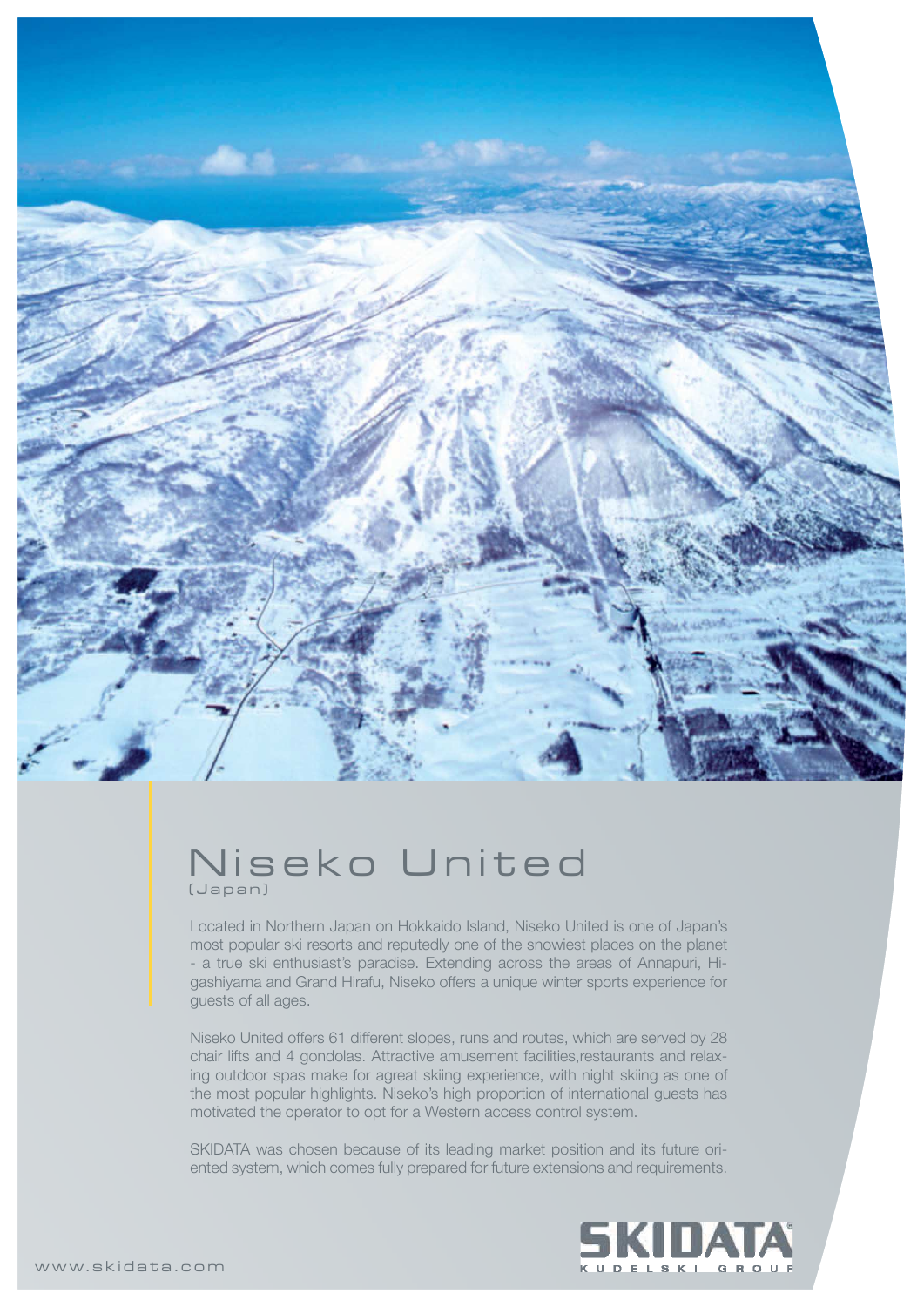# Niseko United

(Japan)

Located in Northern Japan on Hokkaido Island, Niseko United is one of Japan's most popular ski resorts and reputedly one of the snowiest places on the planet - a true ski enthusiast's paradise. Extending across the areas of Annapuri, Higashiyama and Grand Hirafu, Niseko offers a unique winter sports experience for guests of all ages.

Niseko United offers 61 different slopes, runs and routes, which are served by 28 chair lifts and 4 gondolas. Attractive amusement facilities,restaurants and relaxing outdoor spas make for agreat skiing experience, with night skiing as one of the most popular highlights. Niseko's high proportion of international guests has motivated the operator to opt for a Western access control system.

SKIDATA was chosen because of its leading market position and its future oriented system, which comes fully prepared for future extensions and requirements.

SKIDATA
KUDELSKI GROUP

www.skidata.com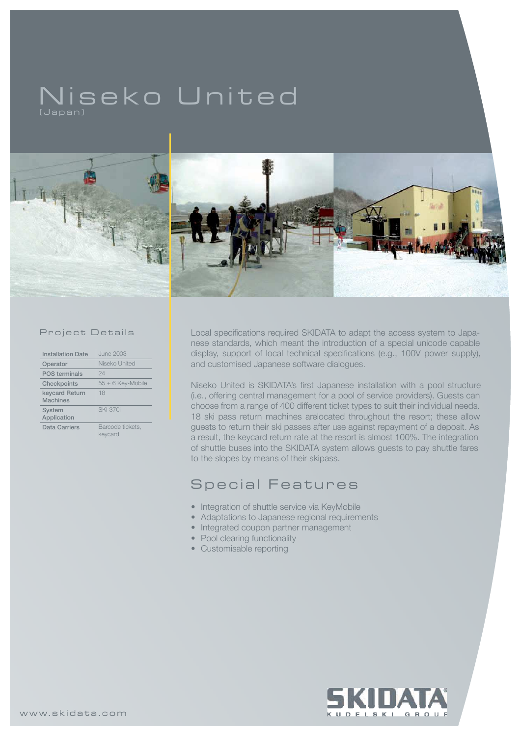# Niseko United

(Japan)

## Project Details

| | |
|---|---|
| Installation Date | June 2003 |
| Operator | Niseko United |
| POS terminals | 24 |
| Checkpoints | 55 + 6 Key-Mobile |
| keycard Return Machines | 18 |
| System Application | SKI 370i |
| Data Carriers | Barcode tickets, keycard |

Local specifications required SKIDATA to adapt the access system to Japanese standards, which meant the introduction of a special unicode capable display, support of local technical specifications (e.g., 100V power supply), and customised Japanese software dialogues.

Niseko United is SKIDATA's first Japanese installation with a pool structure (i.e., offering central management for a pool of service providers). Guests can choose from a range of 400 different ticket types to suit their individual needs. 18 ski pass return machines arelocated throughout the resort; these allow guests to return their ski passes after use against repayment of a deposit. As a result, the keycard return rate at the resort is almost 100%. The integration of shuttle buses into the SKIDATA system allows guests to pay shuttle fares to the slopes by means of their skipass.

## Special Features

- Integration of shuttle service via KeyMobile
- Adaptations to Japanese regional requirements
- Integrated coupon partner management
- Pool clearing functionality
- Customisable reporting

www.skidata.com

SKIDATA
KUDELSKI GROUP